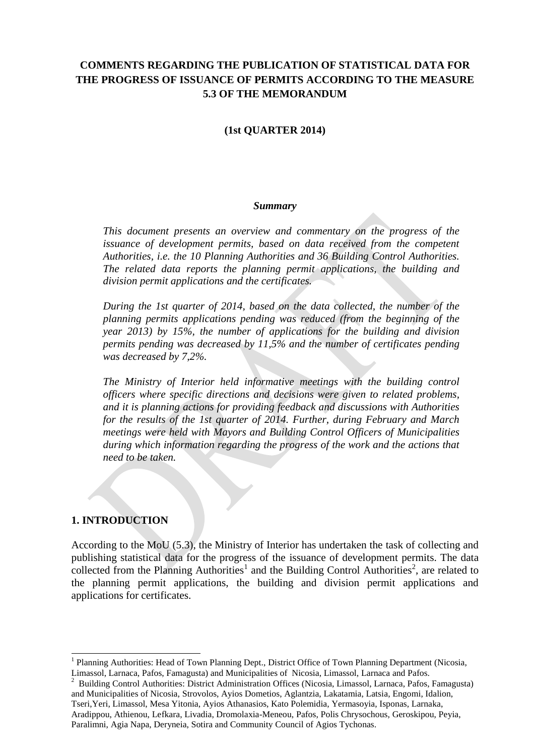# COMMENTS REGARDING THE PUBLICATION OF STATISTICAL DATA FOR THE PROGRESS OF ISSUANCE OF PERMITS ACCORDING TO THE MEASURE 5.3 OF THE MEMORANDUM

**(1st QUARTER 2014)**

***Summary***

*This document presents an overview and commentary on the progress of the issuance of development permits, based on data received from the competent Authorities, i.e. the 10 Planning Authorities and 36 Building Control Authorities. The related data reports the planning permit applications, the building and division permit applications and the certificates.*

*During the 1st quarter of 2014, based on the data collected, the number of the planning permits applications pending was reduced (from the beginning of the year 2013) by 15%, the number of applications for the building and division permits pending was decreased by 11,5% and the number of certificates pending was decreased by 7,2%.*

*The Ministry of Interior held informative meetings with the building control officers where specific directions and decisions were given to related problems, and it is planning actions for providing feedback and discussions with Authorities for the results of the 1st quarter of 2014. Further, during February and March meetings were held with Mayors and Building Control Officers of Municipalities during which information regarding the progress of the work and the actions that need to be taken.*

## 1. INTRODUCTION

According to the MoU (5.3), the Ministry of Interior has undertaken the task of collecting and publishing statistical data for the progress of the issuance of development permits. The data collected from the Planning Authorities[1] and the Building Control Authorities[2], are related to the planning permit applications, the building and division permit applications and applications for certificates.

---

[1] Planning Authorities: Head of Town Planning Dept., District Office of Town Planning Department (Nicosia, Limassol, Larnaca, Pafos, Famagusta) and Municipalities of Nicosia, Limassol, Larnaca and Pafos.

[2] Building Control Authorities: District Administration Offices (Nicosia, Limassol, Larnaca, Pafos, Famagusta) and Municipalities of Nicosia, Strovolos, Ayios Dometios, Aglantzia, Lakatamia, Latsia, Engomi, Idalion, Tseri,Yeri, Limassol, Mesa Yitonia, Ayios Athanasios, Kato Polemidia, Yermasoyia, Isponas, Larnaka, Aradippou, Athienou, Lefkara, Livadia, Dromolaxia-Meneou, Pafos, Polis Chrysochous, Geroskipou, Peyia, Paralimni, Agia Napa, Deryneia, Sotira and Community Council of Agios Tychonas.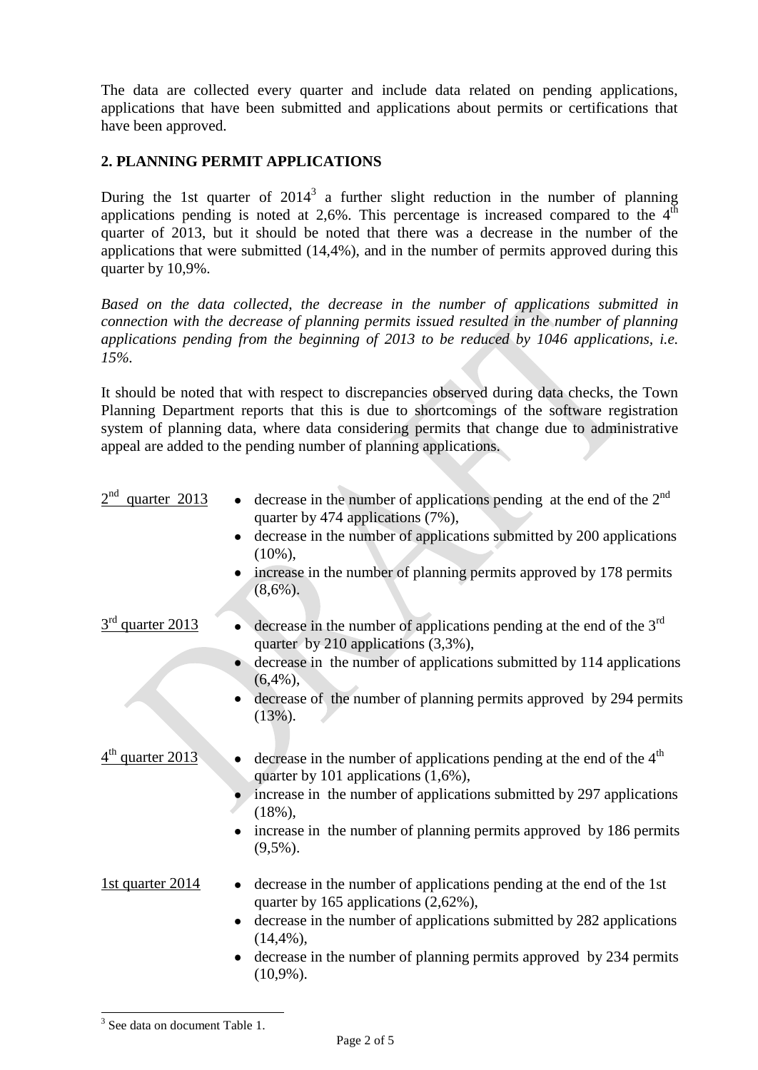The data are collected every quarter and include data related on pending applications, applications that have been submitted and applications about permits or certifications that have been approved.

## 2. PLANNING PERMIT APPLICATIONS

During the 1st quarter of 2014[3] a further slight reduction in the number of planning applications pending is noted at 2,6%. This percentage is increased compared to the 4th quarter of 2013, but it should be noted that there was a decrease in the number of the applications that were submitted (14,4%), and in the number of permits approved during this quarter by 10,9%.

*Based on the data collected, the decrease in the number of applications submitted in connection with the decrease of planning permits issued resulted in the number of planning applications pending from the beginning of 2013 to be reduced by 1046 applications, i.e. 15%.*

It should be noted that with respect to discrepancies observed during data checks, the Town Planning Department reports that this is due to shortcomings of the software registration system of planning data, where data considering permits that change due to administrative appeal are added to the pending number of planning applications.

2nd quarter 2013

- decrease in the number of applications pending at the end of the 2nd quarter by 474 applications (7%),
- decrease in the number of applications submitted by 200 applications (10%),
- increase in the number of planning permits approved by 178 permits (8,6%).

3rd quarter 2013

- decrease in the number of applications pending at the end of the 3rd quarter by 210 applications (3,3%),
- decrease in the number of applications submitted by 114 applications (6,4%),
- decrease of the number of planning permits approved by 294 permits (13%).

4th quarter 2013

- decrease in the number of applications pending at the end of the 4th quarter by 101 applications (1,6%),
- increase in the number of applications submitted by 297 applications (18%),
- increase in the number of planning permits approved by 186 permits (9,5%).

1st quarter 2014

- decrease in the number of applications pending at the end of the 1st quarter by 165 applications (2,62%),
- decrease in the number of applications submitted by 282 applications (14,4%),
- decrease in the number of planning permits approved by 234 permits (10,9%).

[3] See data on document Table 1.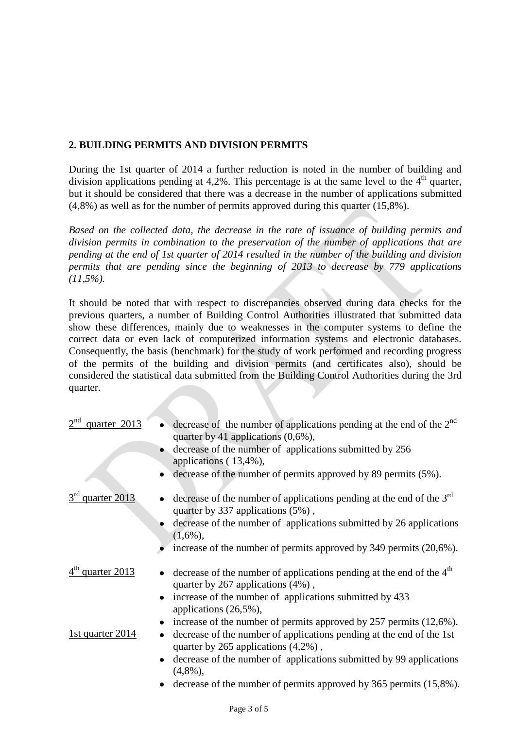## 2. BUILDING PERMITS AND DIVISION PERMITS

During the 1st quarter of 2014 a further reduction is noted in the number of building and division applications pending at 4,2%. This percentage is at the same level to the 4th quarter, but it should be considered that there was a decrease in the number of applications submitted (4,8%) as well as for the number of permits approved during this quarter (15,8%).

*Based on the collected data, the decrease in the rate of issuance of building permits and division permits in combination to the preservation of the number of applications that are pending at the end of 1st quarter of 2014 resulted in the number of the building and division permits that are pending since the beginning of 2013 to decrease by 779 applications (11,5%).*

It should be noted that with respect to discrepancies observed during data checks for the previous quarters, a number of Building Control Authorities illustrated that submitted data show these differences, mainly due to weaknesses in the computer systems to define the correct data or even lack of computerized information systems and electronic databases. Consequently, the basis (benchmark) for the study of work performed and recording progress of the permits of the building and division permits (and certificates also), should be considered the statistical data submitted from the Building Control Authorities during the 3rd quarter.

<u>2nd quarter 2013</u>

- decrease of the number of applications pending at the end of the 2nd quarter by 41 applications (0,6%),
- decrease of the number of applications submitted by 256 applications ( 13,4%),
- decrease of the number of permits approved by 89 permits (5%).

<u>3rd quarter 2013</u>

- decrease of the number of applications pending at the end of the 3rd quarter by 337 applications (5%) ,
- decrease of the number of applications submitted by 26 applications (1,6%),
- increase of the number of permits approved by 349 permits (20,6%).

<u>4th quarter 2013</u>

- decrease of the number of applications pending at the end of the 4th quarter by 267 applications (4%) ,
- increase of the number of applications submitted by 433 applications (26,5%),
- increase of the number of permits approved by 257 permits (12,6%).

<u>1st quarter 2014</u>

- decrease of the number of applications pending at the end of the 1st quarter by 265 applications (4,2%) ,
- decrease of the number of applications submitted by 99 applications (4,8%),
- decrease of the number of permits approved by 365 permits (15,8%).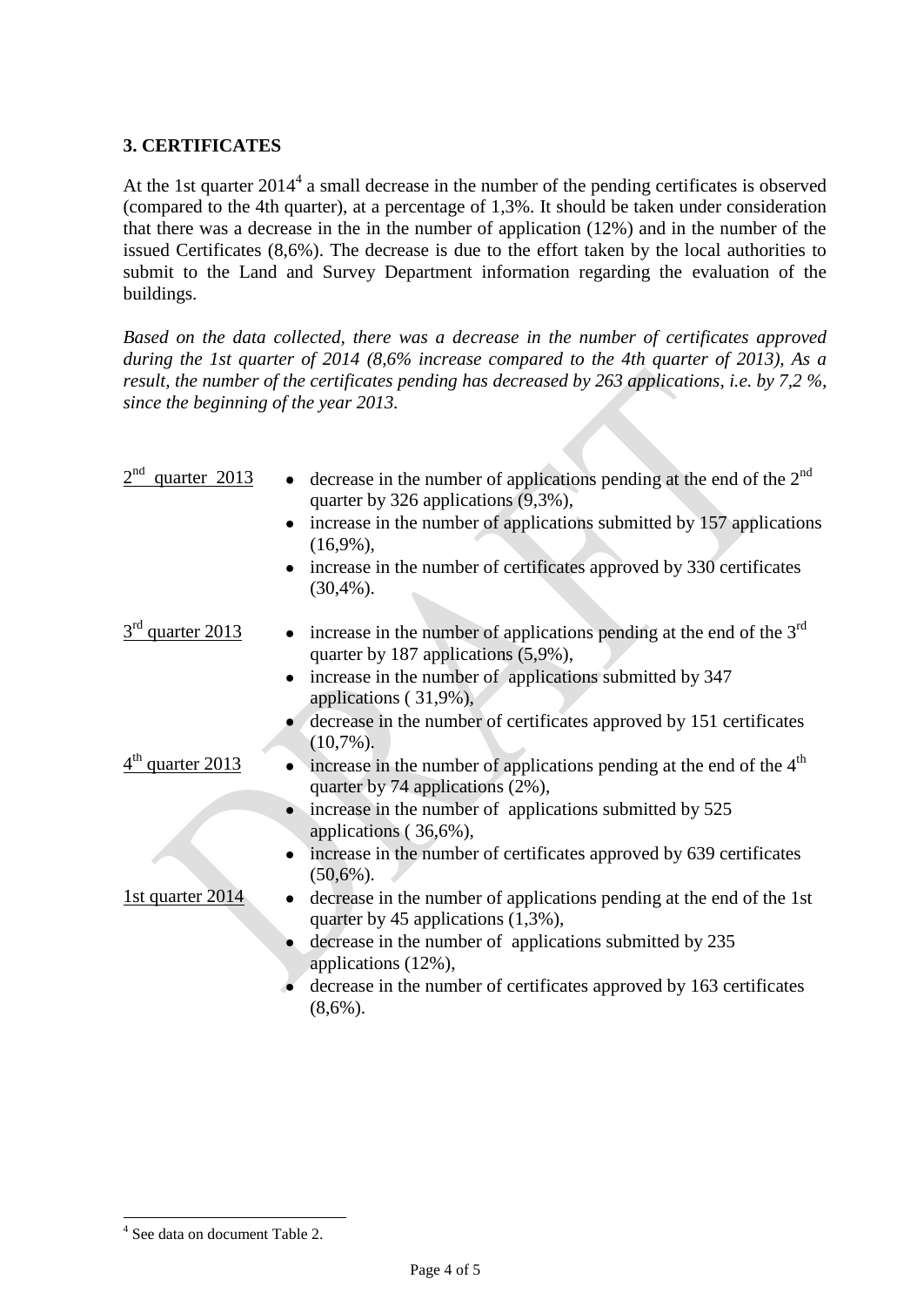## 3. CERTIFICATES

At the 1st quarter 2014[4] a small decrease in the number of the pending certificates is observed (compared to the 4th quarter), at a percentage of 1,3%. It should be taken under consideration that there was a decrease in the in the number of application (12%) and in the number of the issued Certificates (8,6%). The decrease is due to the effort taken by the local authorities to submit to the Land and Survey Department information regarding the evaluation of the buildings.

*Based on the data collected, there was a decrease in the number of certificates approved during the 1st quarter of 2014 (8,6% increase compared to the 4th quarter of 2013), As a result, the number of the certificates pending has decreased by 263 applications, i.e. by 7,2 %, since the beginning of the year 2013.*

<u>2nd quarter 2013</u>

- decrease in the number of applications pending at the end of the 2nd quarter by 326 applications (9,3%),
- increase in the number of applications submitted by 157 applications (16,9%),
- increase in the number of certificates approved by 330 certificates (30,4%).

<u>3rd quarter 2013</u>

- increase in the number of applications pending at the end of the 3rd quarter by 187 applications (5,9%),
- increase in the number of applications submitted by 347 applications ( 31,9%),
- decrease in the number of certificates approved by 151 certificates (10,7%).

<u>4th quarter 2013</u>

- increase in the number of applications pending at the end of the 4th quarter by 74 applications (2%),
- increase in the number of applications submitted by 525 applications ( 36,6%),
- increase in the number of certificates approved by 639 certificates (50,6%).

<u>1st quarter 2014</u>

- decrease in the number of applications pending at the end of the 1st quarter by 45 applications (1,3%),
- decrease in the number of applications submitted by 235 applications (12%),
- decrease in the number of certificates approved by 163 certificates (8,6%).

[4] See data on document Table 2.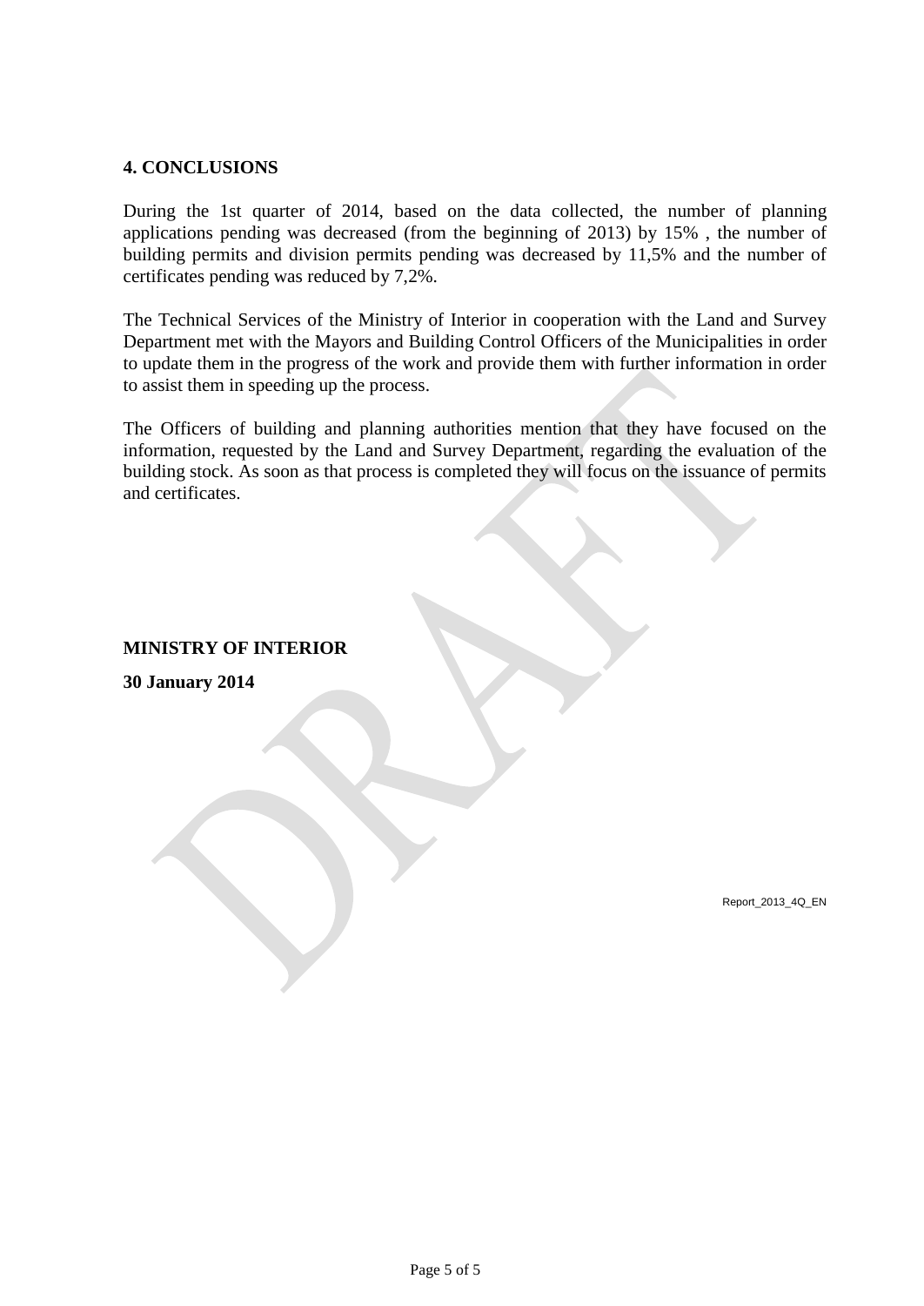## 4. CONCLUSIONS

During the 1st quarter of 2014, based on the data collected, the number of planning applications pending was decreased (from the beginning of 2013) by 15% , the number of building permits and division permits pending was decreased by 11,5% and the number of certificates pending was reduced by 7,2%.

The Technical Services of the Ministry of Interior in cooperation with the Land and Survey Department met with the Mayors and Building Control Officers of the Municipalities in order to update them in the progress of the work and provide them with further information in order to assist them in speeding up the process.

The Officers of building and planning authorities mention that they have focused on the information, requested by the Land and Survey Department, regarding the evaluation of the building stock. As soon as that process is completed they will focus on the issuance of permits and certificates.

**MINISTRY OF INTERIOR**

**30 January 2014**

Report_2013_4Q_EN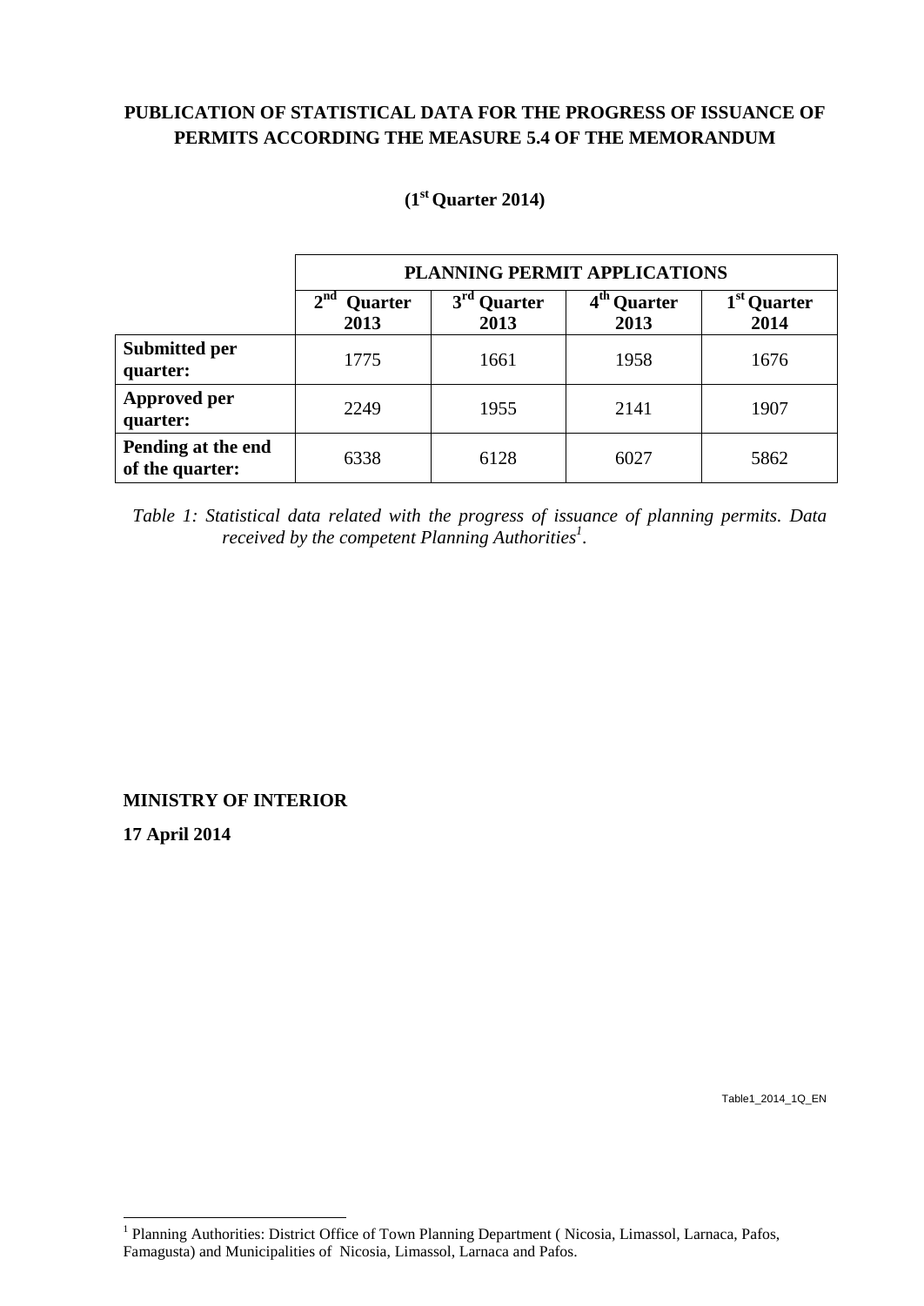# PUBLICATION OF STATISTICAL DATA FOR THE PROGRESS OF ISSUANCE OF PERMITS ACCORDING THE MEASURE 5.4 OF THE MEMORANDUM

## (1st Quarter 2014)

| | PLANNING PERMIT APPLICATIONS | | | |
|---|---|---|---|---|
| | 2nd Quarter 2013 | 3rd Quarter 2013 | 4th Quarter 2013 | 1st Quarter 2014 |
| **Submitted per quarter:** | 1775 | 1661 | 1958 | 1676 |
| **Approved per quarter:** | 2249 | 1955 | 2141 | 1907 |
| **Pending at the end of the quarter:** | 6338 | 6128 | 6027 | 5862 |

*Table 1: Statistical data related with the progress of issuance of planning permits. Data received by the competent Planning Authorities[1].*

**MINISTRY OF INTERIOR**

**17 April 2014**

Table1_2014_1Q_EN

[1] Planning Authorities: District Office of Town Planning Department ( Nicosia, Limassol, Larnaca, Pafos, Famagusta) and Municipalities of Nicosia, Limassol, Larnaca and Pafos.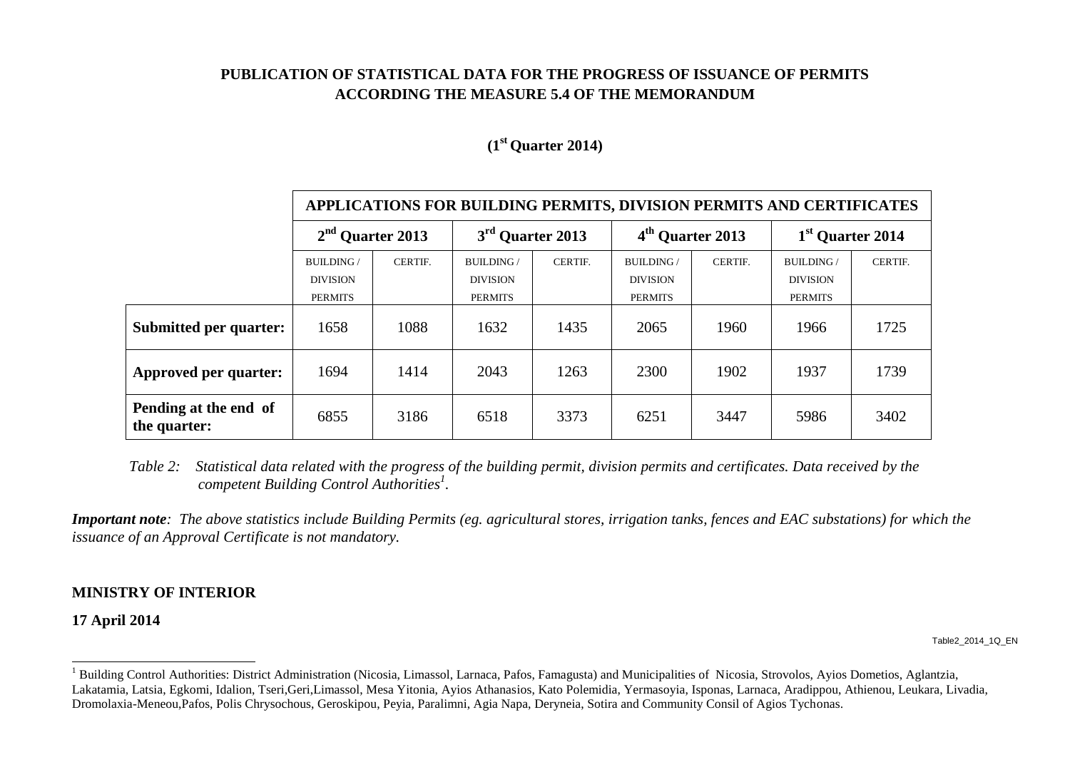## PUBLICATION OF STATISTICAL DATA FOR THE PROGRESS OF ISSUANCE OF PERMITS ACCORDING THE MEASURE 5.4 OF THE MEMORANDUM

### (1st Quarter 2014)

| | APPLICATIONS FOR BUILDING PERMITS, DIVISION PERMITS AND CERTIFICATES | | | | | | | |
|---|---|---|---|---|---|---|---|---|
| | 2nd Quarter 2013 | | 3rd Quarter 2013 | | 4th Quarter 2013 | | 1st Quarter 2014 | |
| | BUILDING / DIVISION PERMITS | CERTIF. | BUILDING / DIVISION PERMITS | CERTIF. | BUILDING / DIVISION PERMITS | CERTIF. | BUILDING / DIVISION PERMITS | CERTIF. |
| **Submitted per quarter:** | 1658 | 1088 | 1632 | 1435 | 2065 | 1960 | 1966 | 1725 |
| **Approved per quarter:** | 1694 | 1414 | 2043 | 1263 | 2300 | 1902 | 1937 | 1739 |
| **Pending at the end of the quarter:** | 6855 | 3186 | 6518 | 3373 | 6251 | 3447 | 5986 | 3402 |

*Table 2: Statistical data related with the progress of the building permit, division permits and certificates. Data received by the competent Building Control Authorities[1].*

***Important note****: The above statistics include Building Permits (eg. agricultural stores, irrigation tanks, fences and EAC substations) for which the issuance of an Approval Certificate is not mandatory.*

**MINISTRY OF INTERIOR**

**17 April 2014**

Table2_2014_1Q_EN

[1] Building Control Authorities: District Administration (Nicosia, Limassol, Larnaca, Pafos, Famagusta) and Municipalities of Nicosia, Strovolos, Ayios Dometios, Aglantzia, Lakatamia, Latsia, Egkomi, Idalion, Tseri,Geri,Limassol, Mesa Yitonia, Ayios Athanasios, Kato Polemidia, Yermasoyia, Isponas, Larnaca, Aradippou, Athienou, Leukara, Livadia, Dromolaxia-Meneou,Pafos, Polis Chrysochous, Geroskipou, Peyia, Paralimni, Agia Napa, Deryneia, Sotira and Community Consil of Agios Tychonas.